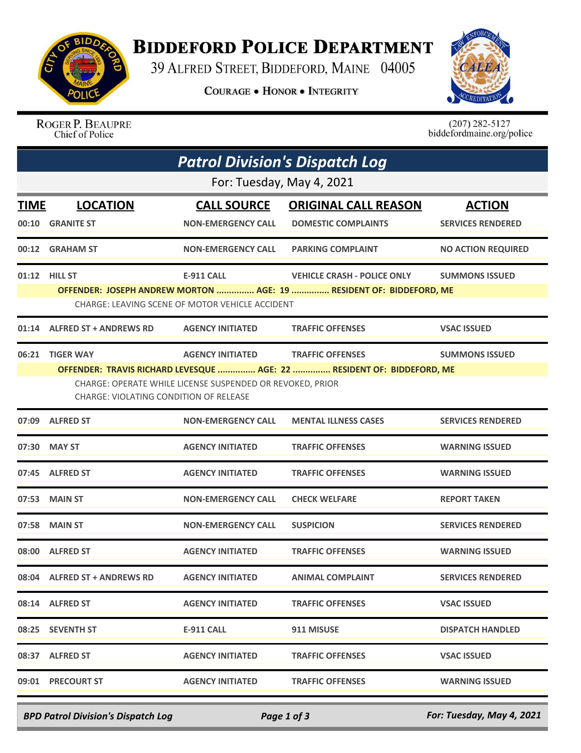# Biddeford Police Department

39 Alfred Street, Biddeford, Maine 04005

**Courage • Honor • Integrity**

Roger P. Beaupre
Chief of Police

(207) 282-5127
biddefordmaine.org/police

## *Patrol Division's Dispatch Log*

For: Tuesday, May 4, 2021

| TIME | LOCATION | CALL SOURCE | ORIGINAL CALL REASON | ACTION |
|---|---|---|---|---|
| 00:10 | GRANITE ST | NON-EMERGENCY CALL | DOMESTIC COMPLAINTS | SERVICES RENDERED |
| 00:12 | GRAHAM ST | NON-EMERGENCY CALL | PARKING COMPLAINT | NO ACTION REQUIRED |
| 01:12 | HILL ST | E-911 CALL | VEHICLE CRASH - POLICE ONLY | SUMMONS ISSUED |
| | OFFENDER: JOSEPH ANDREW MORTON ............... AGE: 19 ............... RESIDENT OF: BIDDEFORD, ME<br>CHARGE: LEAVING SCENE OF MOTOR VEHICLE ACCIDENT | | | |
| 01:14 | ALFRED ST + ANDREWS RD | AGENCY INITIATED | TRAFFIC OFFENSES | VSAC ISSUED |
| 06:21 | TIGER WAY | AGENCY INITIATED | TRAFFIC OFFENSES | SUMMONS ISSUED |
| | OFFENDER: TRAVIS RICHARD LEVESQUE ............... AGE: 22 ............... RESIDENT OF: BIDDEFORD, ME<br>CHARGE: OPERATE WHILE LICENSE SUSPENDED OR REVOKED, PRIOR<br>CHARGE: VIOLATING CONDITION OF RELEASE | | | |
| 07:09 | ALFRED ST | NON-EMERGENCY CALL | MENTAL ILLNESS CASES | SERVICES RENDERED |
| 07:30 | MAY ST | AGENCY INITIATED | TRAFFIC OFFENSES | WARNING ISSUED |
| 07:45 | ALFRED ST | AGENCY INITIATED | TRAFFIC OFFENSES | WARNING ISSUED |
| 07:53 | MAIN ST | NON-EMERGENCY CALL | CHECK WELFARE | REPORT TAKEN |
| 07:58 | MAIN ST | NON-EMERGENCY CALL | SUSPICION | SERVICES RENDERED |
| 08:00 | ALFRED ST | AGENCY INITIATED | TRAFFIC OFFENSES | WARNING ISSUED |
| 08:04 | ALFRED ST + ANDREWS RD | AGENCY INITIATED | ANIMAL COMPLAINT | SERVICES RENDERED |
| 08:14 | ALFRED ST | AGENCY INITIATED | TRAFFIC OFFENSES | VSAC ISSUED |
| 08:25 | SEVENTH ST | E-911 CALL | 911 MISUSE | DISPATCH HANDLED |
| 08:37 | ALFRED ST | AGENCY INITIATED | TRAFFIC OFFENSES | VSAC ISSUED |
| 09:01 | PRECOURT ST | AGENCY INITIATED | TRAFFIC OFFENSES | WARNING ISSUED |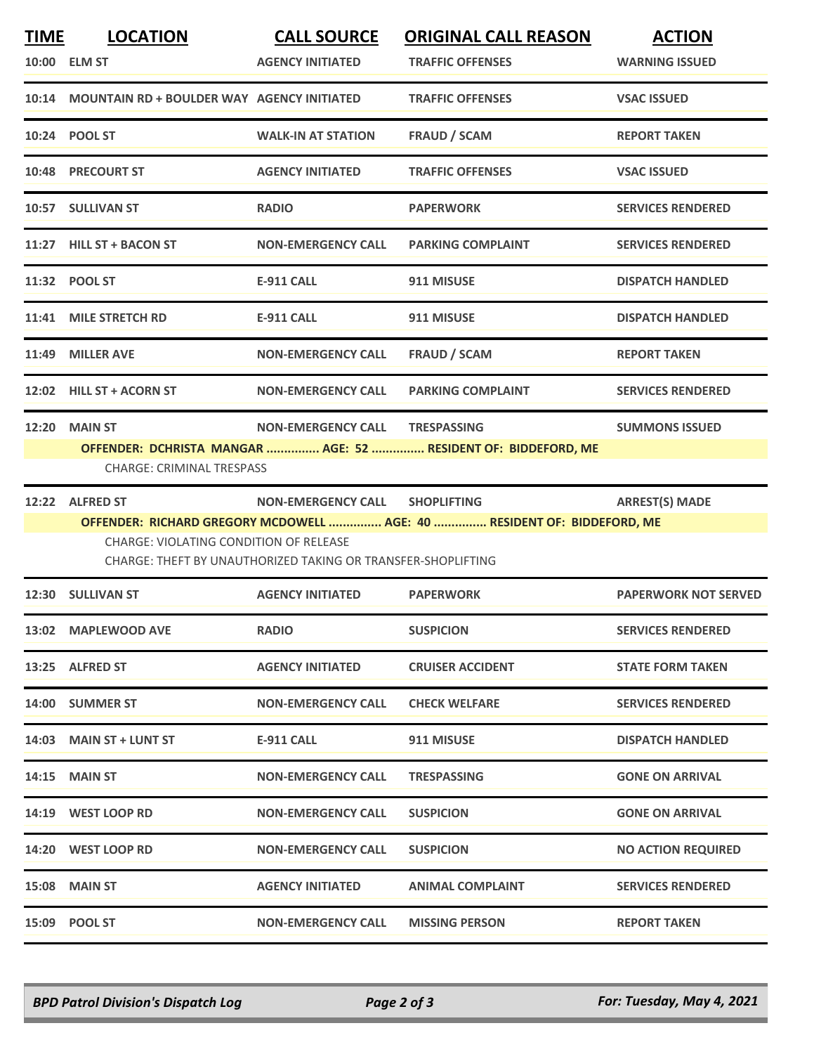| TIME | LOCATION | CALL SOURCE | ORIGINAL CALL REASON | ACTION |
|---|---|---|---|---|
| 10:00 | ELM ST | AGENCY INITIATED | TRAFFIC OFFENSES | WARNING ISSUED |
| 10:14 | MOUNTAIN RD + BOULDER WAY | AGENCY INITIATED | TRAFFIC OFFENSES | VSAC ISSUED |
| 10:24 | POOL ST | WALK-IN AT STATION | FRAUD / SCAM | REPORT TAKEN |
| 10:48 | PRECOURT ST | AGENCY INITIATED | TRAFFIC OFFENSES | VSAC ISSUED |
| 10:57 | SULLIVAN ST | RADIO | PAPERWORK | SERVICES RENDERED |
| 11:27 | HILL ST + BACON ST | NON-EMERGENCY CALL | PARKING COMPLAINT | SERVICES RENDERED |
| 11:32 | POOL ST | E-911 CALL | 911 MISUSE | DISPATCH HANDLED |
| 11:41 | MILE STRETCH RD | E-911 CALL | 911 MISUSE | DISPATCH HANDLED |
| 11:49 | MILLER AVE | NON-EMERGENCY CALL | FRAUD / SCAM | REPORT TAKEN |
| 12:02 | HILL ST + ACORN ST | NON-EMERGENCY CALL | PARKING COMPLAINT | SERVICES RENDERED |
| 12:20 | MAIN ST | NON-EMERGENCY CALL | TRESPASSING | SUMMONS ISSUED |

**OFFENDER: DCHRISTA MANGAR ............... AGE: 52 ............... RESIDENT OF: BIDDEFORD, ME**

CHARGE: CRIMINAL TRESPASS

| TIME | LOCATION | CALL SOURCE | ORIGINAL CALL REASON | ACTION |
|---|---|---|---|---|
| 12:22 | ALFRED ST | NON-EMERGENCY CALL | SHOPLIFTING | ARREST(S) MADE |

**OFFENDER: RICHARD GREGORY MCDOWELL ............... AGE: 40 ............... RESIDENT OF: BIDDEFORD, ME**

CHARGE: VIOLATING CONDITION OF RELEASE
CHARGE: THEFT BY UNAUTHORIZED TAKING OR TRANSFER-SHOPLIFTING

| TIME | LOCATION | CALL SOURCE | ORIGINAL CALL REASON | ACTION |
|---|---|---|---|---|
| 12:30 | SULLIVAN ST | AGENCY INITIATED | PAPERWORK | PAPERWORK NOT SERVED |
| 13:02 | MAPLEWOOD AVE | RADIO | SUSPICION | SERVICES RENDERED |
| 13:25 | ALFRED ST | AGENCY INITIATED | CRUISER ACCIDENT | STATE FORM TAKEN |
| 14:00 | SUMMER ST | NON-EMERGENCY CALL | CHECK WELFARE | SERVICES RENDERED |
| 14:03 | MAIN ST + LUNT ST | E-911 CALL | 911 MISUSE | DISPATCH HANDLED |
| 14:15 | MAIN ST | NON-EMERGENCY CALL | TRESPASSING | GONE ON ARRIVAL |
| 14:19 | WEST LOOP RD | NON-EMERGENCY CALL | SUSPICION | GONE ON ARRIVAL |
| 14:20 | WEST LOOP RD | NON-EMERGENCY CALL | SUSPICION | NO ACTION REQUIRED |
| 15:08 | MAIN ST | AGENCY INITIATED | ANIMAL COMPLAINT | SERVICES RENDERED |
| 15:09 | POOL ST | NON-EMERGENCY CALL | MISSING PERSON | REPORT TAKEN |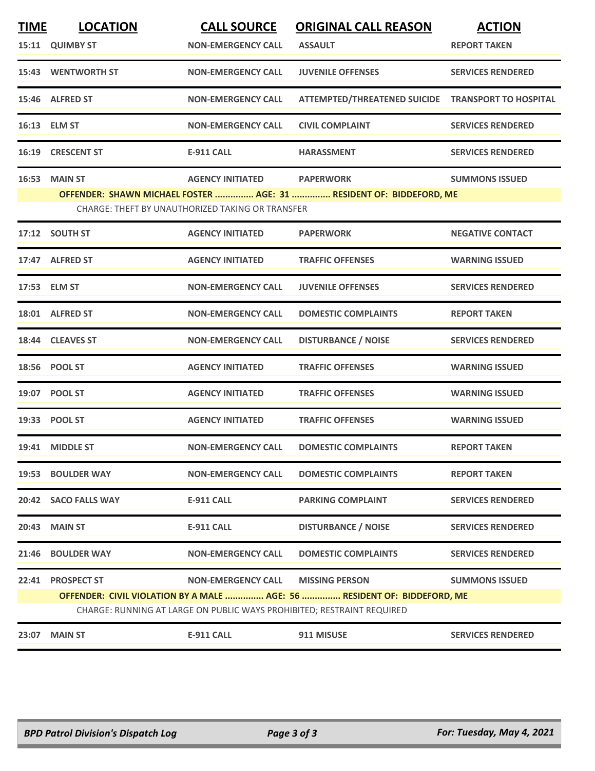| TIME | LOCATION | CALL SOURCE | ORIGINAL CALL REASON | ACTION |
| --- | --- | --- | --- | --- |
| 15:11 | QUIMBY ST | NON-EMERGENCY CALL | ASSAULT | REPORT TAKEN |
| 15:43 | WENTWORTH ST | NON-EMERGENCY CALL | JUVENILE OFFENSES | SERVICES RENDERED |
| 15:46 | ALFRED ST | NON-EMERGENCY CALL | ATTEMPTED/THREATENED SUICIDE | TRANSPORT TO HOSPITAL |
| 16:13 | ELM ST | NON-EMERGENCY CALL | CIVIL COMPLAINT | SERVICES RENDERED |
| 16:19 | CRESCENT ST | E-911 CALL | HARASSMENT | SERVICES RENDERED |
| 16:53 | MAIN ST | AGENCY INITIATED | PAPERWORK | SUMMONS ISSUED |
| | OFFENDER: SHAWN MICHAEL FOSTER ............... AGE: 31 ............... RESIDENT OF: BIDDEFORD, ME | | | |
| | CHARGE: THEFT BY UNAUTHORIZED TAKING OR TRANSFER | | | |
| 17:12 | SOUTH ST | AGENCY INITIATED | PAPERWORK | NEGATIVE CONTACT |
| 17:47 | ALFRED ST | AGENCY INITIATED | TRAFFIC OFFENSES | WARNING ISSUED |
| 17:53 | ELM ST | NON-EMERGENCY CALL | JUVENILE OFFENSES | SERVICES RENDERED |
| 18:01 | ALFRED ST | NON-EMERGENCY CALL | DOMESTIC COMPLAINTS | REPORT TAKEN |
| 18:44 | CLEAVES ST | NON-EMERGENCY CALL | DISTURBANCE / NOISE | SERVICES RENDERED |
| 18:56 | POOL ST | AGENCY INITIATED | TRAFFIC OFFENSES | WARNING ISSUED |
| 19:07 | POOL ST | AGENCY INITIATED | TRAFFIC OFFENSES | WARNING ISSUED |
| 19:33 | POOL ST | AGENCY INITIATED | TRAFFIC OFFENSES | WARNING ISSUED |
| 19:41 | MIDDLE ST | NON-EMERGENCY CALL | DOMESTIC COMPLAINTS | REPORT TAKEN |
| 19:53 | BOULDER WAY | NON-EMERGENCY CALL | DOMESTIC COMPLAINTS | REPORT TAKEN |
| 20:42 | SACO FALLS WAY | E-911 CALL | PARKING COMPLAINT | SERVICES RENDERED |
| 20:43 | MAIN ST | E-911 CALL | DISTURBANCE / NOISE | SERVICES RENDERED |
| 21:46 | BOULDER WAY | NON-EMERGENCY CALL | DOMESTIC COMPLAINTS | SERVICES RENDERED |
| 22:41 | PROSPECT ST | NON-EMERGENCY CALL | MISSING PERSON | SUMMONS ISSUED |
| | OFFENDER: CIVIL VIOLATION BY A MALE ............... AGE: 56 ............... RESIDENT OF: BIDDEFORD, ME | | | |
| | CHARGE: RUNNING AT LARGE ON PUBLIC WAYS PROHIBITED; RESTRAINT REQUIRED | | | |
| 23:07 | MAIN ST | E-911 CALL | 911 MISUSE | SERVICES RENDERED |

*BPD Patrol Division's Dispatch Log* | **For: Tuesday, May 4, 2021**